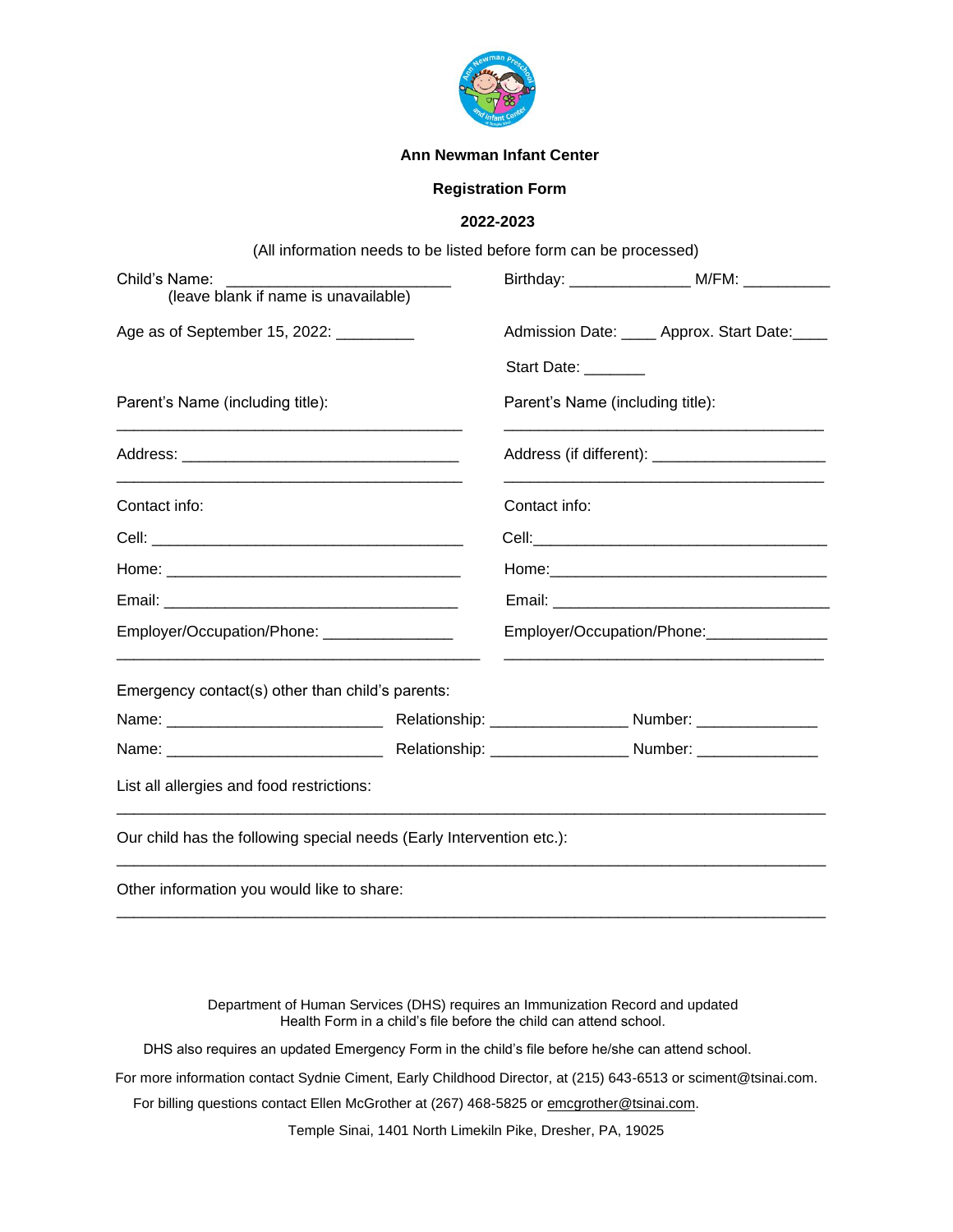**Ann Newman Infant Center**

**Registration Form**

**2022-2023**

(All information needs to be listed before form can be processed)

Child's Name: ___________________________ Birthday: ______________ M/FM: __________
(leave blank if name is unavailable)

Age as of September 15, 2022: _________ Admission Date: ____ Approx. Start Date:____

Start Date: _______

Parent's Name (including title):

__________________________________________

Address: _________________________________

__________________________________________

Contact info:

Cell: _____________________________________

Home: ___________________________________

Email: ___________________________________

Employer/Occupation/Phone: _______________

____________________________________________

Parent's Name (including title):

_______________________________________

Address (if different): ____________________

_______________________________________

Contact info:

Cell:___________________________________

Home:_________________________________

Email: _________________________________

Employer/Occupation/Phone:______________

_______________________________________

Emergency contact(s) other than child's parents:

Name: _________________________ Relationship: ________________ Number: ______________

Name: _________________________ Relationship: ________________ Number: ______________

List all allergies and food restrictions:

_____________________________________________________________________________________

Our child has the following special needs (Early Intervention etc.):

_____________________________________________________________________________________

Other information you would like to share:

_____________________________________________________________________________________

Department of Human Services (DHS) requires an Immunization Record and updated Health Form in a child's file before the child can attend school.

DHS also requires an updated Emergency Form in the child's file before he/she can attend school.

For more information contact Sydnie Ciment, Early Childhood Director, at (215) 643-6513 or sciment@tsinai.com.

For billing questions contact Ellen McGrother at (267) 468-5825 or emcgrother@tsinai.com.

Temple Sinai, 1401 North Limekiln Pike, Dresher, PA, 19025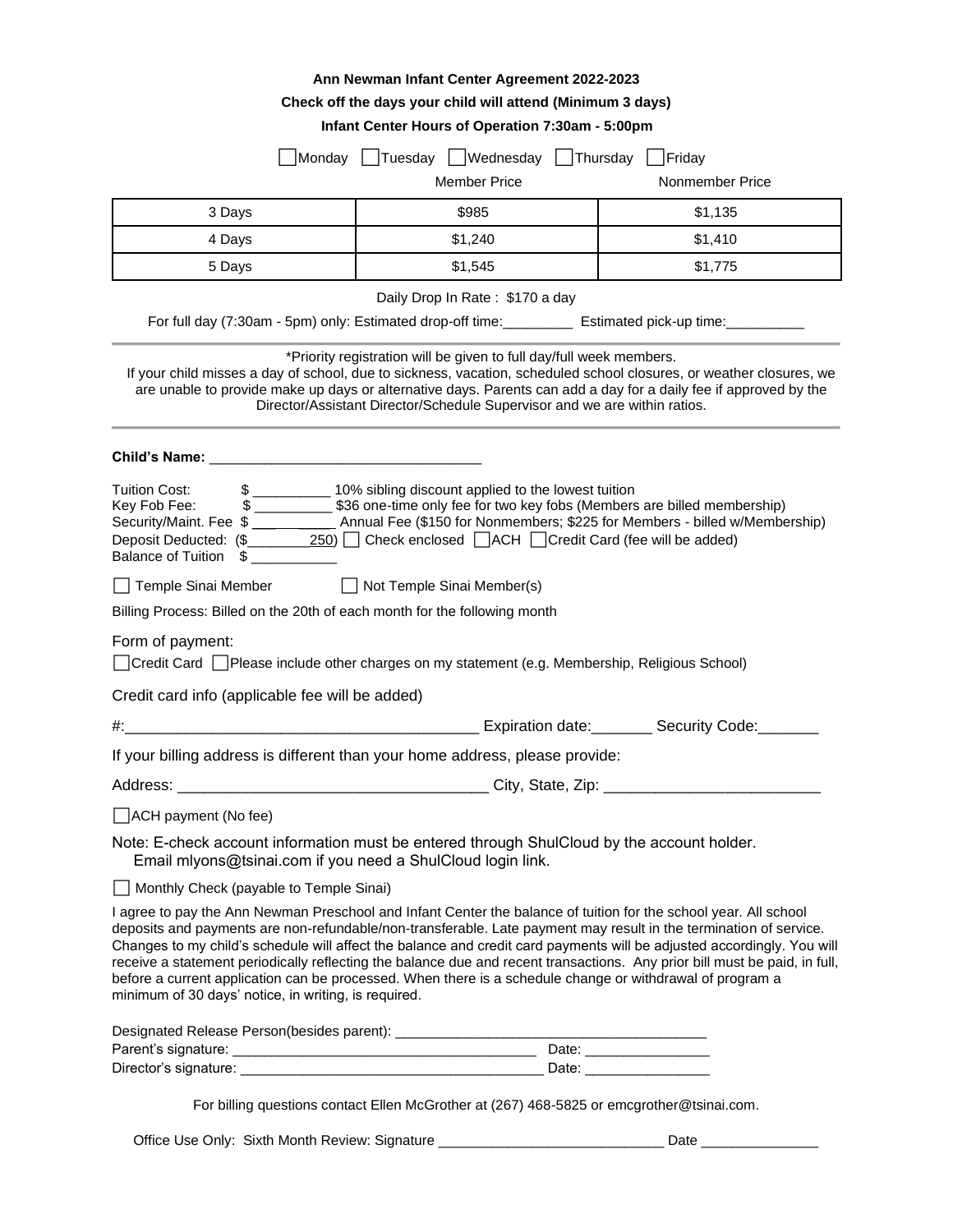**Ann Newman Infant Center Agreement 2022-2023**

**Check off the days your child will attend (Minimum 3 days)**

**Infant Center Hours of Operation 7:30am - 5:00pm**

☐ Monday ☐ Tuesday ☐ Wednesday ☐ Thursday ☐ Friday

| | Member Price | Nonmember Price |
|---|---|---|
| 3 Days | $985 | $1,135 |
| 4 Days | $1,240 | $1,410 |
| 5 Days | $1,545 | $1,775 |

Daily Drop In Rate : $170 a day

For full day (7:30am - 5pm) only: Estimated drop-off time:_________ Estimated pick-up time:__________

---

*Priority registration will be given to full day/full week members.
If your child misses a day of school, due to sickness, vacation, scheduled school closures, or weather closures, we are unable to provide make up days or alternative days. Parents can add a day for a daily fee if approved by the Director/Assistant Director/Schedule Supervisor and we are within ratios.

---

**Child's Name:** __________________________________

Tuition Cost: $ __________ 10% sibling discount applied to the lowest tuition
Key Fob Fee: $ __________ $36 one-time only fee for two key fobs (Members are billed membership)
Security/Maint. Fee $ ___________ Annual Fee ($150 for Nonmembers; $225 for Members - billed w/Membership)
Deposit Deducted: ($________250) ☐ Check enclosed ☐ ACH ☐ Credit Card (fee will be added)
Balance of Tuition $ ___________

☐ Temple Sinai Member ☐ Not Temple Sinai Member(s)

Billing Process: Billed on the 20th of each month for the following month

Form of payment:

☐ Credit Card ☐ Please include other charges on my statement (e.g. Membership, Religious School)

Credit card info (applicable fee will be added)

#:_________________________________________ Expiration date:_______ Security Code:_______

If your billing address is different than your home address, please provide:

Address: ____________________________________ City, State, Zip: _________________________

☐ ACH payment (No fee)

Note: E-check account information must be entered through ShulCloud by the account holder.
Email mlyons@tsinai.com if you need a ShulCloud login link.

☐ Monthly Check (payable to Temple Sinai)

I agree to pay the Ann Newman Preschool and Infant Center the balance of tuition for the school year. All school deposits and payments are non-refundable/non-transferable. Late payment may result in the termination of service. Changes to my child's schedule will affect the balance and credit card payments will be adjusted accordingly. You will receive a statement periodically reflecting the balance due and recent transactions. Any prior bill must be paid, in full, before a current application can be processed. When there is a schedule change or withdrawal of program a minimum of 30 days' notice, in writing, is required.

Designated Release Person(besides parent): _______________________________________
Parent's signature: _______________________________________ Date: ________________
Director's signature: _______________________________________ Date: ________________

For billing questions contact Ellen McGrother at (267) 468-5825 or emcgrother@tsinai.com.

Office Use Only: Sixth Month Review: Signature ____________________________ Date _______________